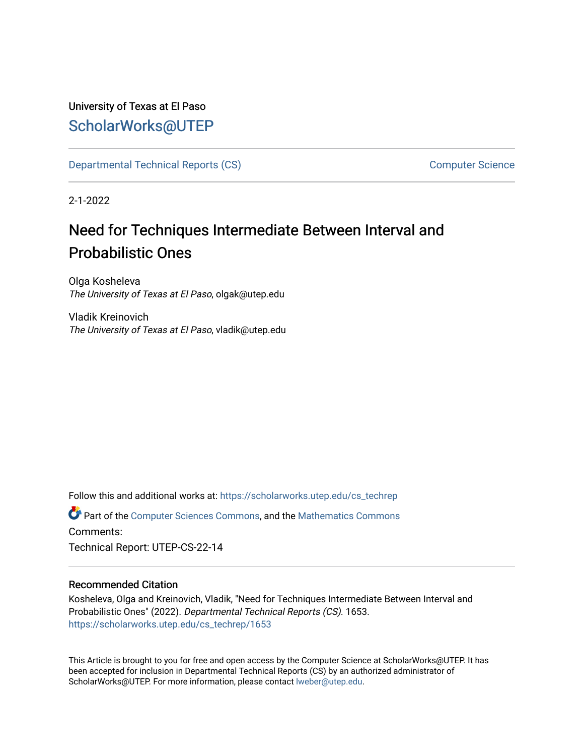University of Texas at El Paso

## ScholarWorks@UTEP

Departmental Technical Reports (CS) | Computer Science

2-1-2022

# Need for Techniques Intermediate Between Interval and Probabilistic Ones

Olga Kosheleva
*The University of Texas at El Paso*, olgak@utep.edu

Vladik Kreinovich
*The University of Texas at El Paso*, vladik@utep.edu

Follow this and additional works at: https://scholarworks.utep.edu/cs_techrep

Part of the Computer Sciences Commons, and the Mathematics Commons

Comments:

Technical Report: UTEP-CS-22-14

### Recommended Citation

Kosheleva, Olga and Kreinovich, Vladik, "Need for Techniques Intermediate Between Interval and Probabilistic Ones" (2022). *Departmental Technical Reports (CS)*. 1653.
https://scholarworks.utep.edu/cs_techrep/1653

This Article is brought to you for free and open access by the Computer Science at ScholarWorks@UTEP. It has been accepted for inclusion in Departmental Technical Reports (CS) by an authorized administrator of ScholarWorks@UTEP. For more information, please contact lweber@utep.edu.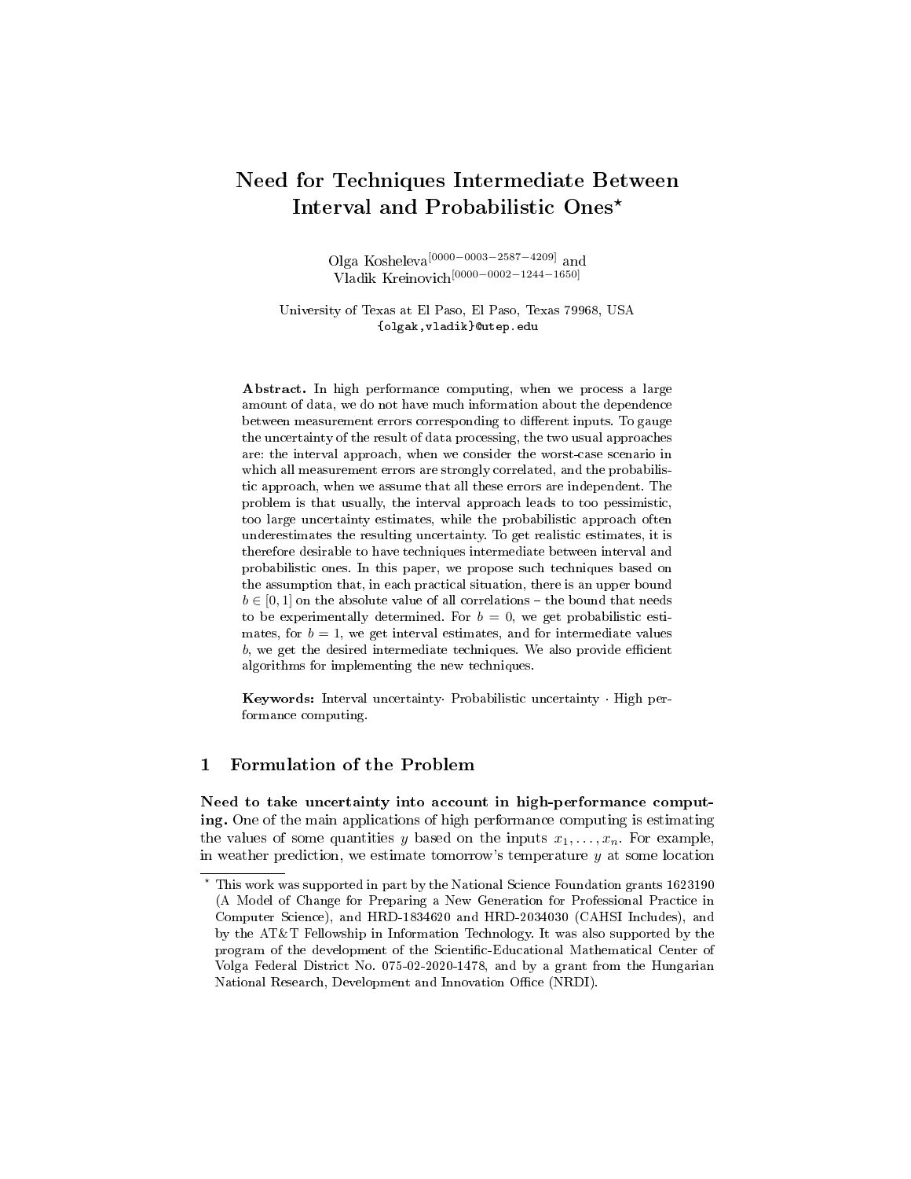# Need for Techniques Intermediate Between Interval and Probabilistic Ones*

Olga Kosheleva[0000−0003−2587−4209] and Vladik Kreinovich[0000−0002−1244−1650]

University of Texas at El Paso, El Paso, Texas 79968, USA
{olgak,vladik}@utep.edu

**Abstract.** In high performance computing, when we process a large amount of data, we do not have much information about the dependence between measurement errors corresponding to different inputs. To gauge the uncertainty of the result of data processing, the two usual approaches are: the interval approach, when we consider the worst-case scenario in which all measurement errors are strongly correlated, and the probabilistic approach, when we assume that all these errors are independent. The problem is that usually, the interval approach leads to too pessimistic, too large uncertainty estimates, while the probabilistic approach often underestimates the resulting uncertainty. To get realistic estimates, it is therefore desirable to have techniques intermediate between interval and probabilistic ones. In this paper, we propose such techniques based on the assumption that, in each practical situation, there is an upper bound $b \in [0, 1]$ on the absolute value of all correlations – the bound that needs to be experimentally determined. For $b = 0$, we get probabilistic estimates, for $b = 1$, we get interval estimates, and for intermediate values $b$, we get the desired intermediate techniques. We also provide efficient algorithms for implementing the new techniques.

**Keywords:** Interval uncertainty· Probabilistic uncertainty · High performance computing.

## 1 Formulation of the Problem

**Need to take uncertainty into account in high-performance computing.** One of the main applications of high performance computing is estimating the values of some quantities $y$ based on the inputs $x_1, \ldots, x_n$. For example, in weather prediction, we estimate tomorrow's temperature $y$ at some location

---

* This work was supported in part by the National Science Foundation grants 1623190 (A Model of Change for Preparing a New Generation for Professional Practice in Computer Science), and HRD-1834620 and HRD-2034030 (CAHSI Includes), and by the AT&T Fellowship in Information Technology. It was also supported by the program of the development of the Scientific-Educational Mathematical Center of Volga Federal District No. 075-02-2020-1478, and by a grant from the Hungarian National Research, Development and Innovation Office (NRDI).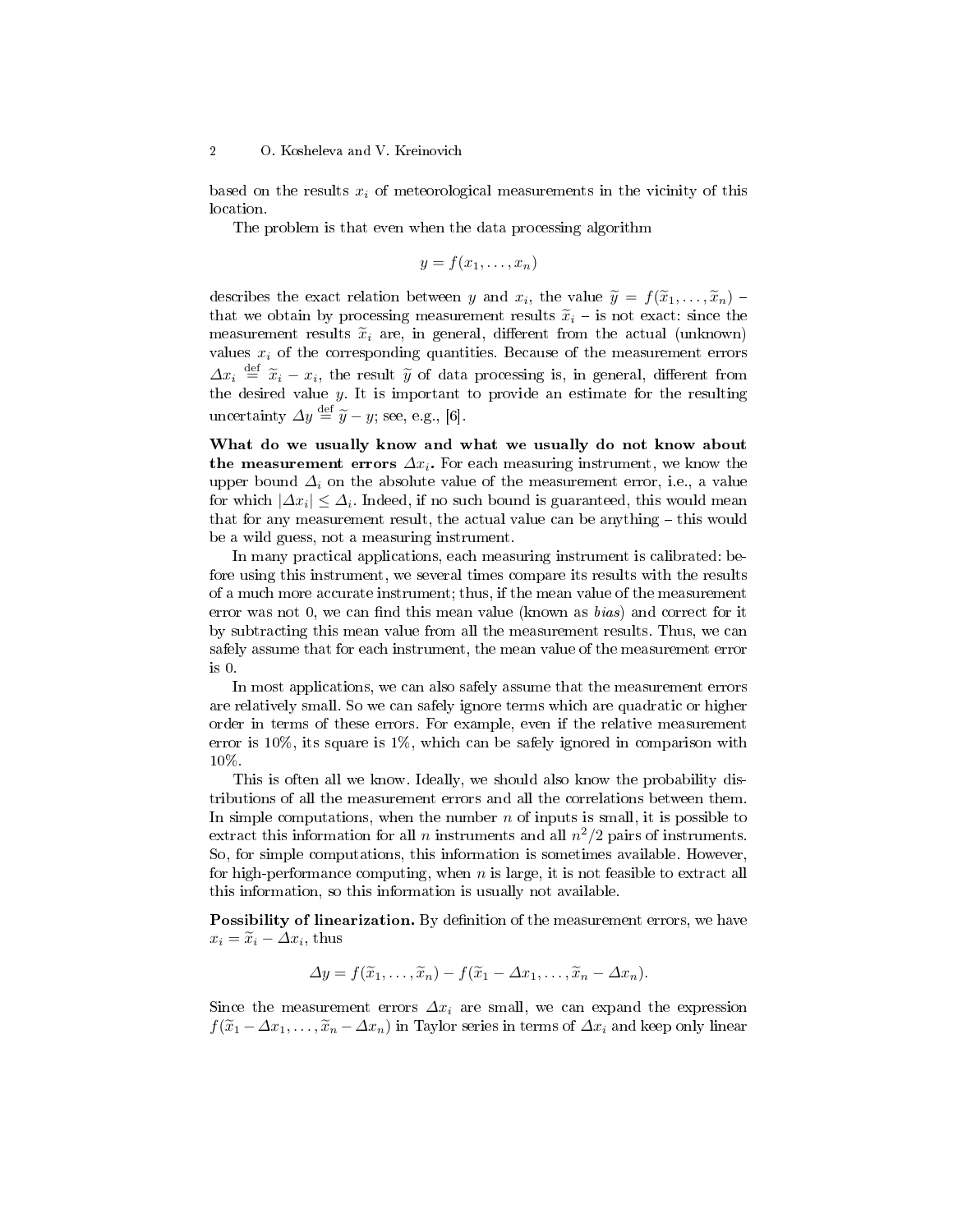based on the results $x_i$ of meteorological measurements in the vicinity of this location.

The problem is that even when the data processing algorithm

$$y = f(x_1, \ldots, x_n)$$

describes the exact relation between $y$ and $x_i$, the value $\widetilde{y} = f(\widetilde{x}_1, \ldots, \widetilde{x}_n)$ – that we obtain by processing measurement results $\widetilde{x}_i$ – is not exact: since the measurement results $\widetilde{x}_i$ are, in general, different from the actual (unknown) values $x_i$ of the corresponding quantities. Because of the measurement errors $\Delta x_i \stackrel{\text{def}}{=} \widetilde{x}_i - x_i$, the result $\widetilde{y}$ of data processing is, in general, different from the desired value $y$. It is important to provide an estimate for the resulting uncertainty $\Delta y \stackrel{\text{def}}{=} \widetilde{y} - y$; see, e.g., [6].

**What do we usually know and what we usually do not know about the measurement errors $\Delta x_i$.** For each measuring instrument, we know the upper bound $\Delta_i$ on the absolute value of the measurement error, i.e., a value for which $|\Delta x_i| \le \Delta_i$. Indeed, if no such bound is guaranteed, this would mean that for any measurement result, the actual value can be anything – this would be a wild guess, not a measuring instrument.

In many practical applications, each measuring instrument is calibrated: before using this instrument, we several times compare its results with the results of a much more accurate instrument; thus, if the mean value of the measurement error was not 0, we can find this mean value (known as *bias*) and correct for it by subtracting this mean value from all the measurement results. Thus, we can safely assume that for each instrument, the mean value of the measurement error is 0.

In most applications, we can also safely assume that the measurement errors are relatively small. So we can safely ignore terms which are quadratic or higher order in terms of these errors. For example, even if the relative measurement error is 10%, its square is 1%, which can be safely ignored in comparison with 10%.

This is often all we know. Ideally, we should also know the probability distributions of all the measurement errors and all the correlations between them. In simple computations, when the number $n$ of inputs is small, it is possible to extract this information for all $n$ instruments and all $n^2/2$ pairs of instruments. So, for simple computations, this information is sometimes available. However, for high-performance computing, when $n$ is large, it is not feasible to extract all this information, so this information is usually not available.

**Possibility of linearization.** By definition of the measurement errors, we have $x_i = \widetilde{x}_i - \Delta x_i$, thus

$$\Delta y = f(\widetilde{x}_1, \ldots, \widetilde{x}_n) - f(\widetilde{x}_1 - \Delta x_1, \ldots, \widetilde{x}_n - \Delta x_n).$$

Since the measurement errors $\Delta x_i$ are small, we can expand the expression $f(\widetilde{x}_1 - \Delta x_1, \ldots, \widetilde{x}_n - \Delta x_n)$ in Taylor series in terms of $\Delta x_i$ and keep only linear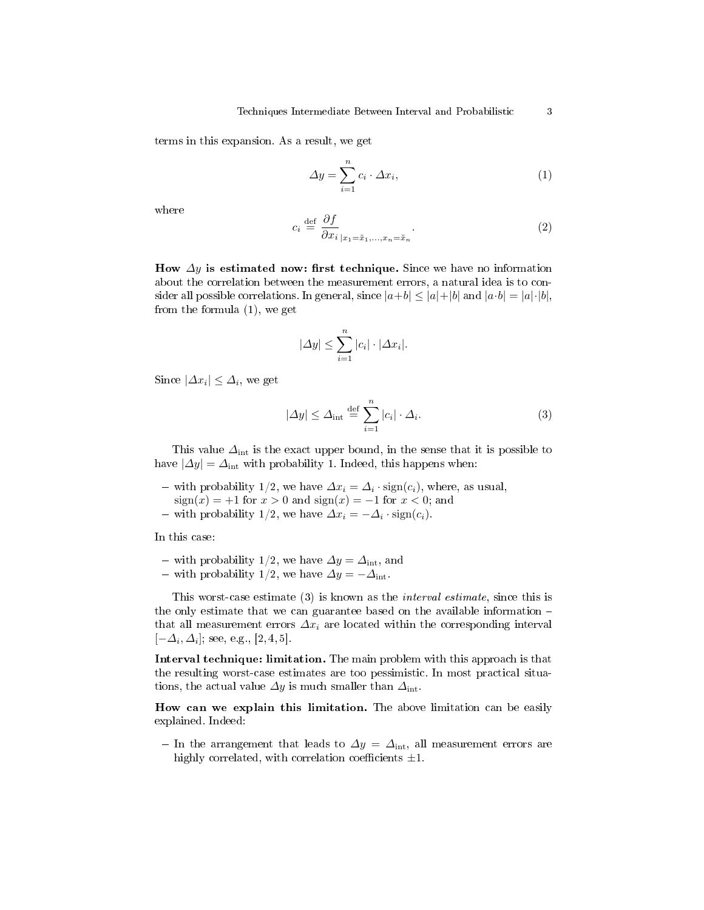terms in this expansion. As a result, we get

$$\Delta y = \sum_{i=1}^{n} c_i \cdot \Delta x_i, \tag{1}$$

where

$$c_i \stackrel{\text{def}}{=} \frac{\partial f}{\partial x_i}_{|x_1=\tilde{x}_1,\ldots,x_n=\tilde{x}_n}. \tag{2}$$

**How $\Delta y$ is estimated now: first technique.** Since we have no information about the correlation between the measurement errors, a natural idea is to consider all possible correlations. In general, since $|a+b| \le |a|+|b|$ and $|a \cdot b| = |a| \cdot |b|$, from the formula (1), we get

$$|\Delta y| \le \sum_{i=1}^{n} |c_i| \cdot |\Delta x_i|.$$

Since $|\Delta x_i| \le \Delta_i$, we get

$$|\Delta y| \le \Delta_{\text{int}} \stackrel{\text{def}}{=} \sum_{i=1}^{n} |c_i| \cdot \Delta_i. \tag{3}$$

This value $\Delta_{\text{int}}$ is the exact upper bound, in the sense that it is possible to have $|\Delta y| = \Delta_{\text{int}}$ with probability 1. Indeed, this happens when:

- with probability $1/2$, we have $\Delta x_i = \Delta_i \cdot \text{sign}(c_i)$, where, as usual, $\text{sign}(x) = +1$ for $x > 0$ and $\text{sign}(x) = -1$ for $x < 0$; and
- with probability $1/2$, we have $\Delta x_i = -\Delta_i \cdot \text{sign}(c_i)$.

In this case:

- with probability $1/2$, we have $\Delta y = \Delta_{\text{int}}$, and
- with probability $1/2$, we have $\Delta y = -\Delta_{\text{int}}$.

This worst-case estimate (3) is known as the *interval estimate*, since this is the only estimate that we can guarantee based on the available information – that all measurement errors $\Delta x_i$ are located within the corresponding interval $[-\Delta_i, \Delta_i]$; see, e.g., [2, 4, 5].

**Interval technique: limitation.** The main problem with this approach is that the resulting worst-case estimates are too pessimistic. In most practical situations, the actual value $\Delta y$ is much smaller than $\Delta_{\text{int}}$.

**How can we explain this limitation.** The above limitation can be easily explained. Indeed:

- In the arrangement that leads to $\Delta y = \Delta_{\text{int}}$, all measurement errors are highly correlated, with correlation coefficients $\pm 1$.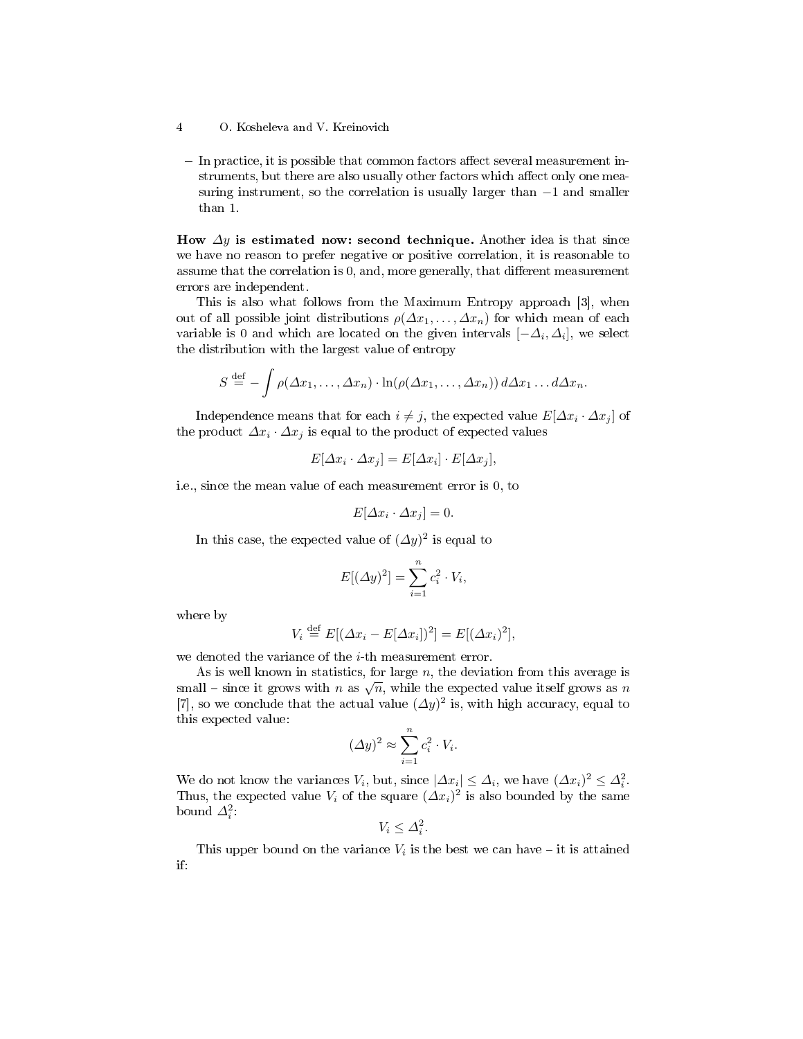- In practice, it is possible that common factors affect several measurement instruments, but there are also usually other factors which affect only one measuring instrument, so the correlation is usually larger than $-1$ and smaller than 1.

**How $\Delta y$ is estimated now: second technique.** Another idea is that since we have no reason to prefer negative or positive correlation, it is reasonable to assume that the correlation is 0, and, more generally, that different measurement errors are independent.

This is also what follows from the Maximum Entropy approach [3], when out of all possible joint distributions $\rho(\Delta x_1, \ldots, \Delta x_n)$ for which mean of each variable is 0 and which are located on the given intervals $[-\Delta_i, \Delta_i]$, we select the distribution with the largest value of entropy

$$S \stackrel{\text{def}}{=} -\int \rho(\Delta x_1, \ldots, \Delta x_n) \cdot \ln(\rho(\Delta x_1, \ldots, \Delta x_n))\, d\Delta x_1 \ldots d\Delta x_n.$$

Independence means that for each $i \neq j$, the expected value $E[\Delta x_i \cdot \Delta x_j]$ of the product $\Delta x_i \cdot \Delta x_j$ is equal to the product of expected values

$$E[\Delta x_i \cdot \Delta x_j] = E[\Delta x_i] \cdot E[\Delta x_j],$$

i.e., since the mean value of each measurement error is 0, to

$$E[\Delta x_i \cdot \Delta x_j] = 0.$$

In this case, the expected value of $(\Delta y)^2$ is equal to

$$E[(\Delta y)^2] = \sum_{i=1}^{n} c_i^2 \cdot V_i,$$

where by

$$V_i \stackrel{\text{def}}{=} E[(\Delta x_i - E[\Delta x_i])^2] = E[(\Delta x_i)^2],$$

we denoted the variance of the $i$-th measurement error.

As is well known in statistics, for large $n$, the deviation from this average is small – since it grows with $n$ as $\sqrt{n}$, while the expected value itself grows as $n$ [7], so we conclude that the actual value $(\Delta y)^2$ is, with high accuracy, equal to this expected value:

$$(\Delta y)^2 \approx \sum_{i=1}^{n} c_i^2 \cdot V_i.$$

We do not know the variances $V_i$, but, since $|\Delta x_i| \le \Delta_i$, we have $(\Delta x_i)^2 \le \Delta_i^2$. Thus, the expected value $V_i$ of the square $(\Delta x_i)^2$ is also bounded by the same bound $\Delta_i^2$:

$$V_i \le \Delta_i^2.$$

This upper bound on the variance $V_i$ is the best we can have – it is attained if: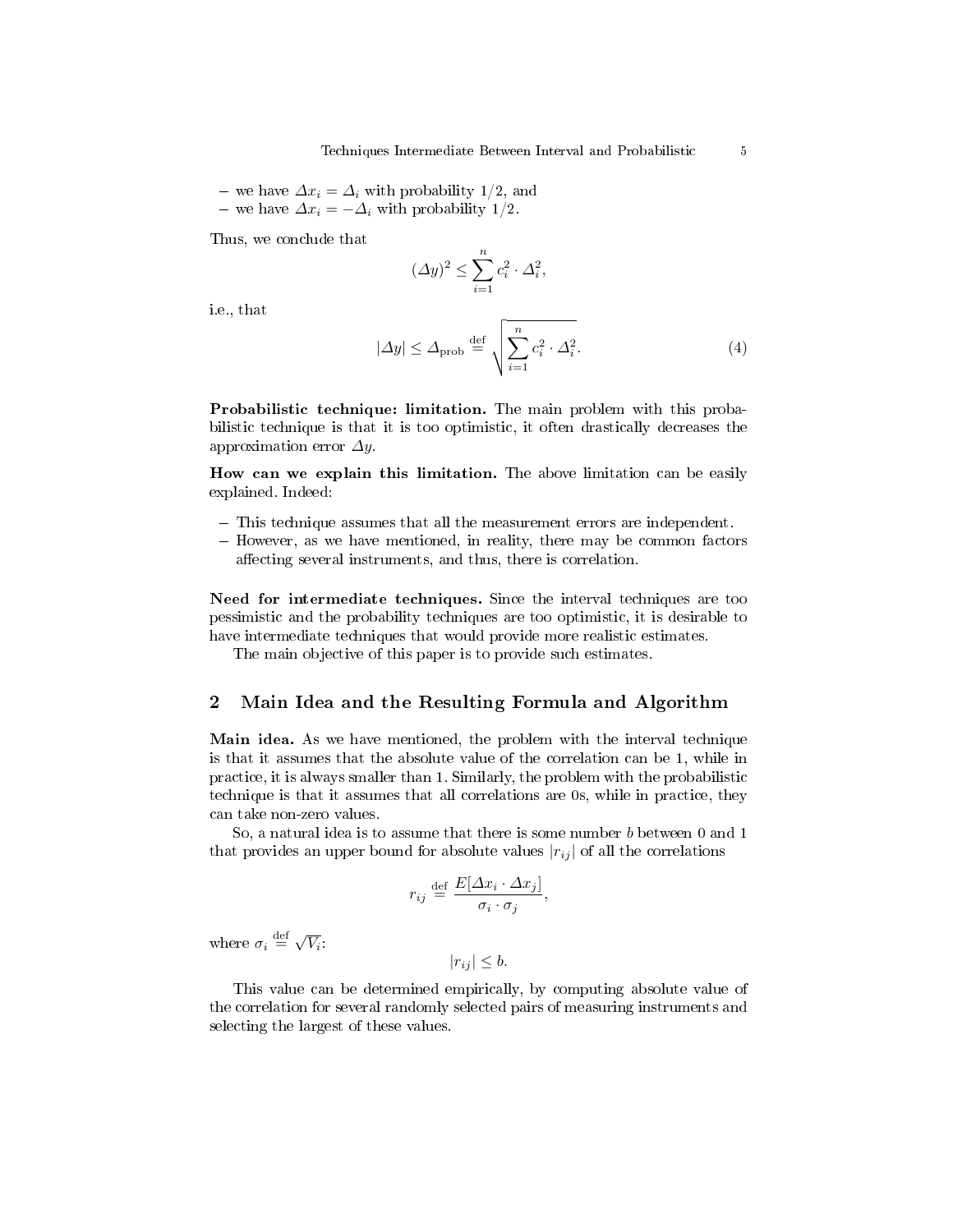– we have $\Delta x_i = \Delta_i$ with probability $1/2$, and
– we have $\Delta x_i = -\Delta_i$ with probability $1/2$.

Thus, we conclude that

$$(\Delta y)^2 \le \sum_{i=1}^{n} c_i^2 \cdot \Delta_i^2,$$

i.e., that

$$|\Delta y| \le \Delta_{\rm prob} \stackrel{\rm def}{=} \sqrt{\sum_{i=1}^{n} c_i^2 \cdot \Delta_i^2}. \tag{4}$$

**Probabilistic technique: limitation.** The main problem with this probabilistic technique is that it is too optimistic, it often drastically decreases the approximation error $\Delta y$.

**How can we explain this limitation.** The above limitation can be easily explained. Indeed:

– This technique assumes that all the measurement errors are independent.
– However, as we have mentioned, in reality, there may be common factors affecting several instruments, and thus, there is correlation.

**Need for intermediate techniques.** Since the interval techniques are too pessimistic and the probability techniques are too optimistic, it is desirable to have intermediate techniques that would provide more realistic estimates.

The main objective of this paper is to provide such estimates.

## 2 Main Idea and the Resulting Formula and Algorithm

**Main idea.** As we have mentioned, the problem with the interval technique is that it assumes that the absolute value of the correlation can be 1, while in practice, it is always smaller than 1. Similarly, the problem with the probabilistic technique is that it assumes that all correlations are 0s, while in practice, they can take non-zero values.

So, a natural idea is to assume that there is some number $b$ between 0 and 1 that provides an upper bound for absolute values $|r_{ij}|$ of all the correlations

$$r_{ij} \stackrel{\rm def}{=} \frac{E[\Delta x_i \cdot \Delta x_j]}{\sigma_i \cdot \sigma_j},$$

where $\sigma_i \stackrel{\rm def}{=} \sqrt{V_i}$:

$$|r_{ij}| \le b.$$

This value can be determined empirically, by computing absolute value of the correlation for several randomly selected pairs of measuring instruments and selecting the largest of these values.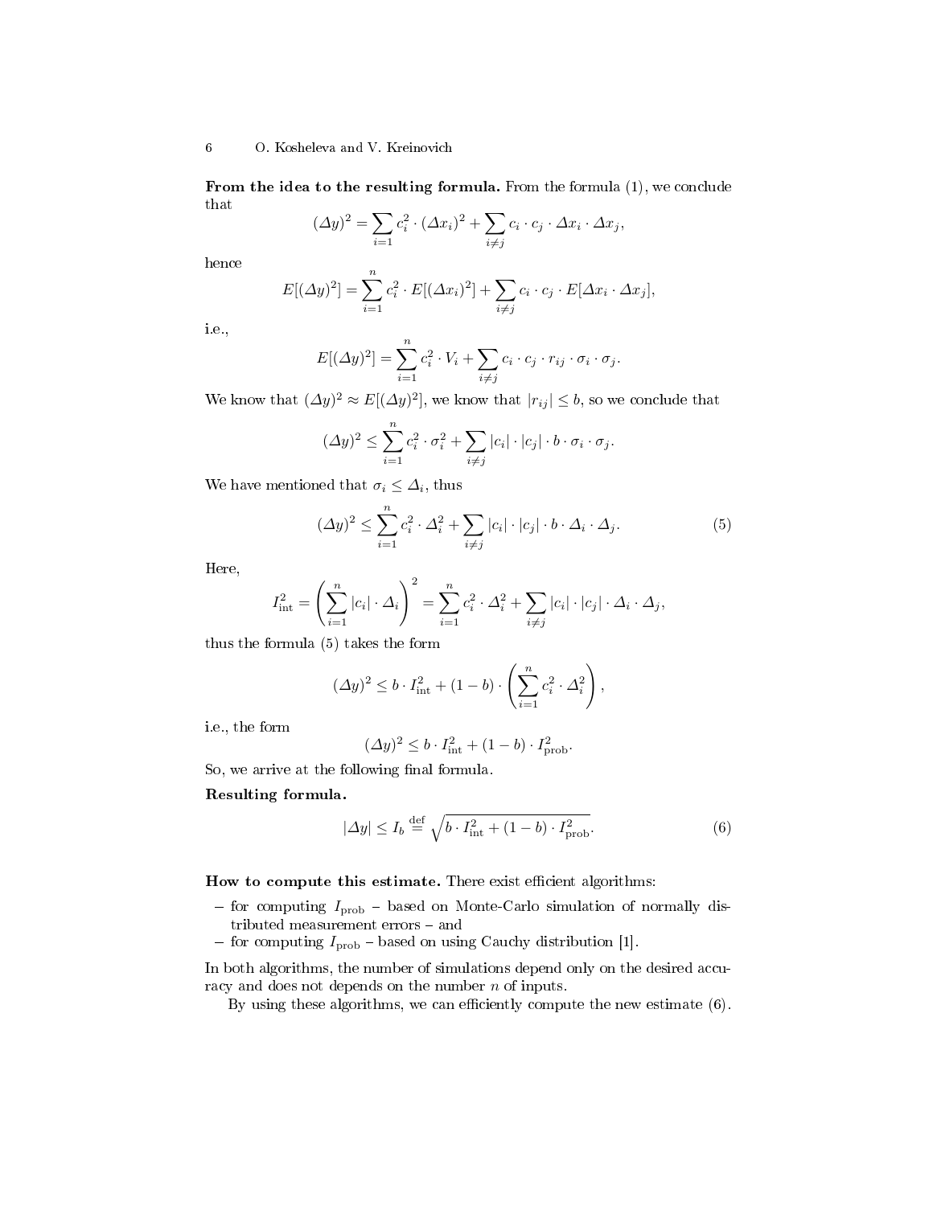**From the idea to the resulting formula.** From the formula (1), we conclude that

$$(\Delta y)^2 = \sum_{i=1} c_i^2 \cdot (\Delta x_i)^2 + \sum_{i \neq j} c_i \cdot c_j \cdot \Delta x_i \cdot \Delta x_j,$$

hence

$$E[(\Delta y)^2] = \sum_{i=1}^{n} c_i^2 \cdot E[(\Delta x_i)^2] + \sum_{i \neq j} c_i \cdot c_j \cdot E[\Delta x_i \cdot \Delta x_j],$$

i.e.,

$$E[(\Delta y)^2] = \sum_{i=1}^{n} c_i^2 \cdot V_i + \sum_{i \neq j} c_i \cdot c_j \cdot r_{ij} \cdot \sigma_i \cdot \sigma_j.$$

We know that $(\Delta y)^2 \approx E[(\Delta y)^2]$, we know that $|r_{ij}| \leq b$, so we conclude that

$$(\Delta y)^2 \leq \sum_{i=1}^{n} c_i^2 \cdot \sigma_i^2 + \sum_{i \neq j} |c_i| \cdot |c_j| \cdot b \cdot \sigma_i \cdot \sigma_j.$$

We have mentioned that $\sigma_i \leq \Delta_i$, thus

$$(\Delta y)^2 \leq \sum_{i=1}^{n} c_i^2 \cdot \Delta_i^2 + \sum_{i \neq j} |c_i| \cdot |c_j| \cdot b \cdot \Delta_i \cdot \Delta_j. \tag{5}$$

Here,

$$I_{\text{int}}^2 = \left( \sum_{i=1}^{n} |c_i| \cdot \Delta_i \right)^2 = \sum_{i=1}^{n} c_i^2 \cdot \Delta_i^2 + \sum_{i \neq j} |c_i| \cdot |c_j| \cdot \Delta_i \cdot \Delta_j,$$

thus the formula (5) takes the form

$$(\Delta y)^2 \leq b \cdot I_{\text{int}}^2 + (1 - b) \cdot \left( \sum_{i=1}^{n} c_i^2 \cdot \Delta_i^2 \right),$$

i.e., the form

$$(\Delta y)^2 \leq b \cdot I_{\text{int}}^2 + (1 - b) \cdot I_{\text{prob}}^2.$$

So, we arrive at the following final formula.

**Resulting formula.**

$$|\Delta y| \leq I_b \stackrel{\text{def}}{=} \sqrt{b \cdot I_{\text{int}}^2 + (1 - b) \cdot I_{\text{prob}}^2}. \tag{6}$$

**How to compute this estimate.** There exist efficient algorithms:

- for computing $I_{\text{prob}}$ – based on Monte-Carlo simulation of normally distributed measurement errors – and
- for computing $I_{\text{prob}}$ – based on using Cauchy distribution [1].

In both algorithms, the number of simulations depend only on the desired accuracy and does not depends on the number $n$ of inputs.

By using these algorithms, we can efficiently compute the new estimate (6).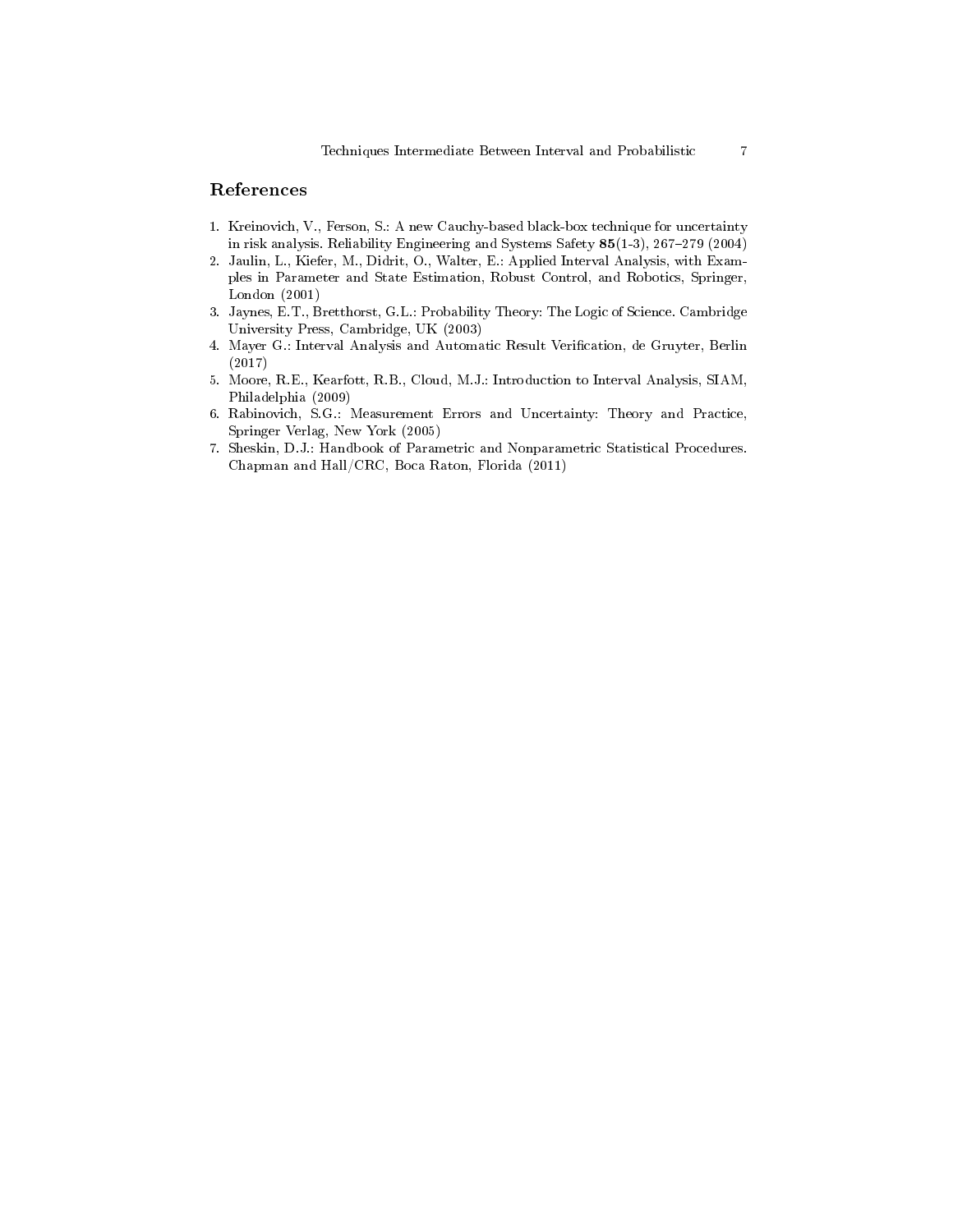## References

1. Kreinovich, V., Ferson, S.: A new Cauchy-based black-box technique for uncertainty in risk analysis. Reliability Engineering and Systems Safety **85**(1-3), 267–279 (2004)
2. Jaulin, L., Kiefer, M., Didrit, O., Walter, E.: Applied Interval Analysis, with Examples in Parameter and State Estimation, Robust Control, and Robotics, Springer, London (2001)
3. Jaynes, E.T., Bretthorst, G.L.: Probability Theory: The Logic of Science. Cambridge University Press, Cambridge, UK (2003)
4. Mayer G.: Interval Analysis and Automatic Result Verification, de Gruyter, Berlin (2017)
5. Moore, R.E., Kearfott, R.B., Cloud, M.J.: Introduction to Interval Analysis, SIAM, Philadelphia (2009)
6. Rabinovich, S.G.: Measurement Errors and Uncertainty: Theory and Practice, Springer Verlag, New York (2005)
7. Sheskin, D.J.: Handbook of Parametric and Nonparametric Statistical Procedures. Chapman and Hall/CRC, Boca Raton, Florida (2011)